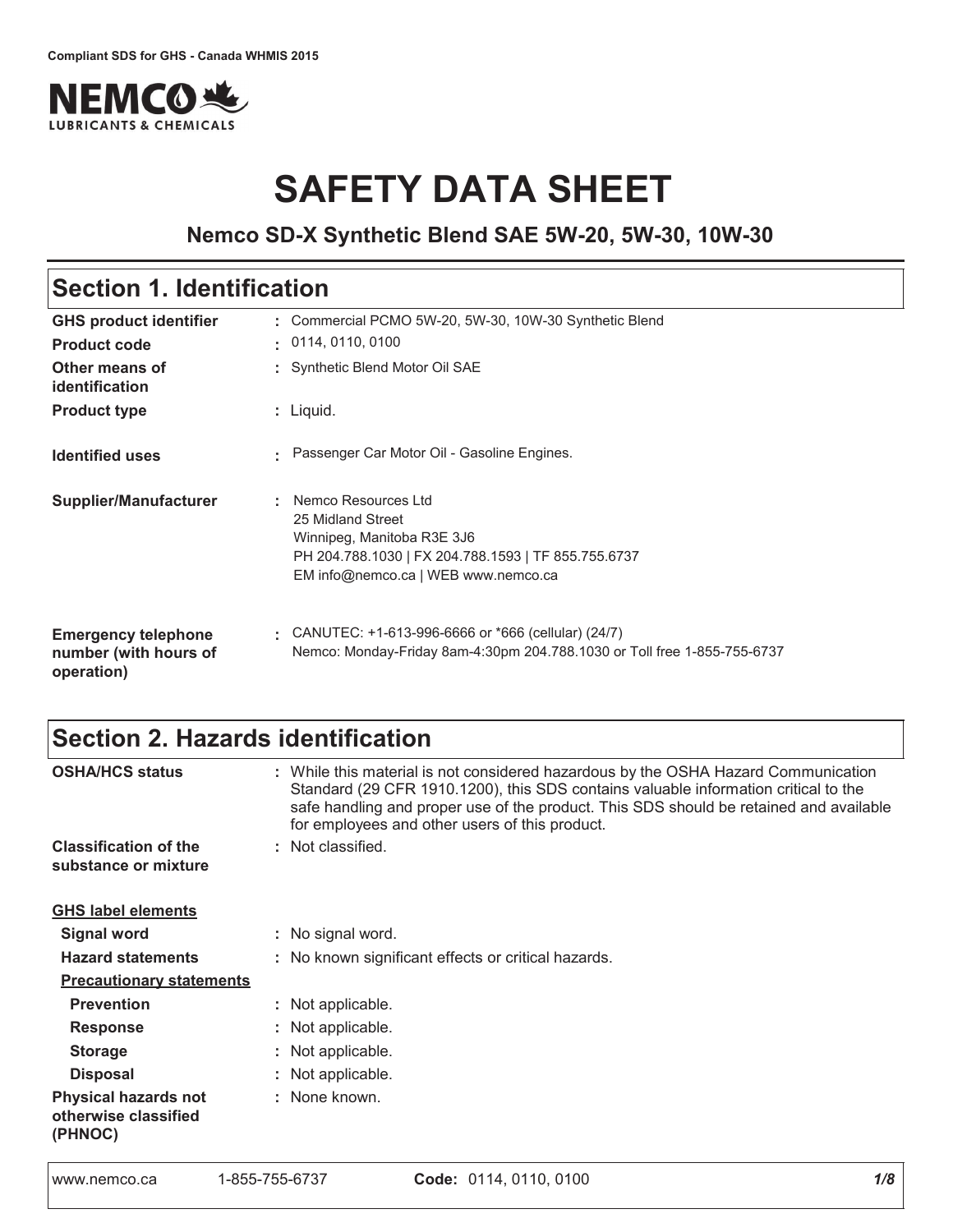Compliant SDS for GHS - Canada WHMIS 2015

NEMCO LUBRICANTS & CHEMICALS

# SAFETY DATA SHEET

### Nemco SD-X Synthetic Blend SAE 5W-20, 5W-30, 10W-30

## Section 1. Identification

| | |
|---|---|
| **GHS product identifier** | : Commercial PCMO 5W-20, 5W-30, 10W-30 Synthetic Blend |
| **Product code** | : 0114, 0110, 0100 |
| **Other means of identification** | : Synthetic Blend Motor Oil SAE |
| **Product type** | : Liquid. |
| **Identified uses** | : Passenger Car Motor Oil - Gasoline Engines. |
| **Supplier/Manufacturer** | : Nemco Resources Ltd<br>25 Midland Street<br>Winnipeg, Manitoba R3E 3J6<br>PH 204.788.1030 \| FX 204.788.1593 \| TF 855.755.6737<br>EM info@nemco.ca \| WEB www.nemco.ca |
| **Emergency telephone number (with hours of operation)** | : CANUTEC: +1-613-996-6666 or *666 (cellular) (24/7)<br>Nemco: Monday-Friday 8am-4:30pm 204.788.1030 or Toll free 1-855-755-6737 |

## Section 2. Hazards identification

| | |
|---|---|
| **OSHA/HCS status** | : While this material is not considered hazardous by the OSHA Hazard Communication Standard (29 CFR 1910.1200), this SDS contains valuable information critical to the safe handling and proper use of the product. This SDS should be retained and available for employees and other users of this product. |
| **Classification of the substance or mixture** | : Not classified. |

**GHS label elements**

| | |
|---|---|
| **Signal word** | : No signal word. |
| **Hazard statements** | : No known significant effects or critical hazards. |

**Precautionary statements**

| | |
|---|---|
| **Prevention** | : Not applicable. |
| **Response** | : Not applicable. |
| **Storage** | : Not applicable. |
| **Disposal** | : Not applicable. |
| **Physical hazards not otherwise classified (PHNOC)** | : None known. |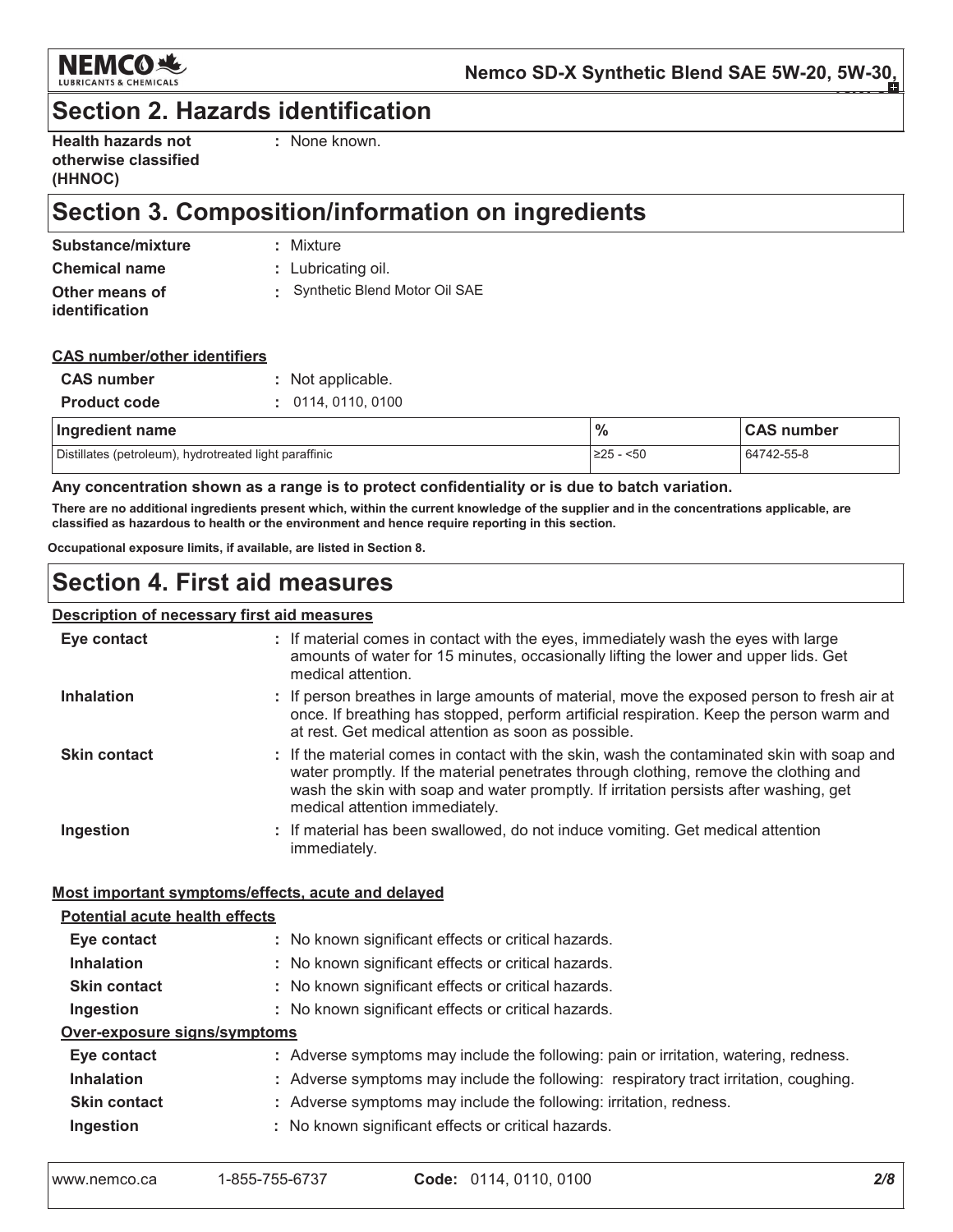## Section 2. Hazards identification

**Health hazards not otherwise classified (HHNOC)** : None known.

## Section 3. Composition/information on ingredients

**Substance/mixture** : Mixture

**Chemical name** : Lubricating oil.

**Other means of identification** : Synthetic Blend Motor Oil SAE

**CAS number/other identifiers**

**CAS number** : Not applicable.

**Product code** : 0114, 0110, 0100

| Ingredient name | % | CAS number |
| --- | --- | --- |
| Distillates (petroleum), hydrotreated light paraffinic | ≥25 - <50 | 64742-55-8 |

**Any concentration shown as a range is to protect confidentiality or is due to batch variation.**

**There are no additional ingredients present which, within the current knowledge of the supplier and in the concentrations applicable, are classified as hazardous to health or the environment and hence require reporting in this section.**

**Occupational exposure limits, if available, are listed in Section 8.**

## Section 4. First aid measures

**Description of necessary first aid measures**

**Eye contact** : If material comes in contact with the eyes, immediately wash the eyes with large amounts of water for 15 minutes, occasionally lifting the lower and upper lids. Get medical attention.

**Inhalation** : If person breathes in large amounts of material, move the exposed person to fresh air at once. If breathing has stopped, perform artificial respiration. Keep the person warm and at rest. Get medical attention as soon as possible.

**Skin contact** : If the material comes in contact with the skin, wash the contaminated skin with soap and water promptly. If the material penetrates through clothing, remove the clothing and wash the skin with soap and water promptly. If irritation persists after washing, get medical attention immediately.

**Ingestion** : If material has been swallowed, do not induce vomiting. Get medical attention immediately.

**Most important symptoms/effects, acute and delayed**

**Potential acute health effects**

**Eye contact** : No known significant effects or critical hazards.

**Inhalation** : No known significant effects or critical hazards.

**Skin contact** : No known significant effects or critical hazards.

**Ingestion** : No known significant effects or critical hazards.

**Over-exposure signs/symptoms**

**Eye contact** : Adverse symptoms may include the following: pain or irritation, watering, redness.

**Inhalation** : Adverse symptoms may include the following: respiratory tract irritation, coughing.

**Skin contact** : Adverse symptoms may include the following: irritation, redness.

**Ingestion** : No known significant effects or critical hazards.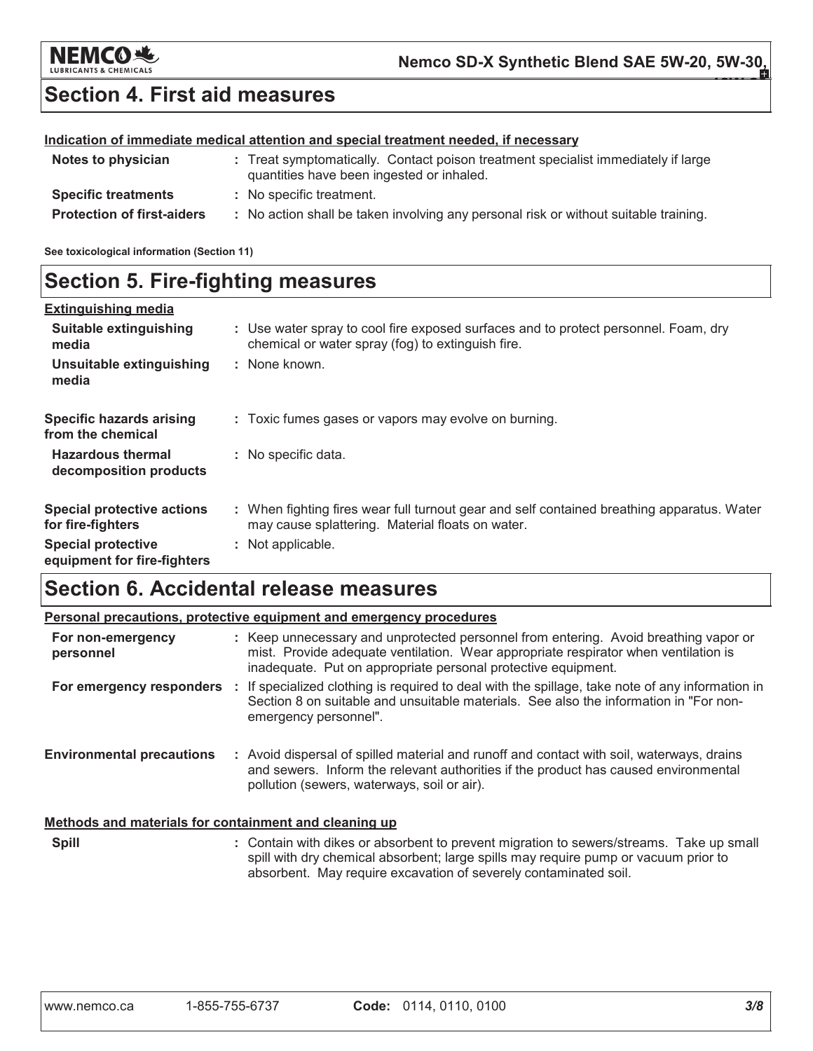## Section 4. First aid measures

**Indication of immediate medical attention and special treatment needed, if necessary**

| | |
|---|---|
| **Notes to physician** | : Treat symptomatically. Contact poison treatment specialist immediately if large quantities have been ingested or inhaled. |
| **Specific treatments** | : No specific treatment. |
| **Protection of first-aiders** | : No action shall be taken involving any personal risk or without suitable training. |

**See toxicological information (Section 11)**

## Section 5. Fire-fighting measures

**Extinguishing media**

| | |
|---|---|
| **Suitable extinguishing media** | : Use water spray to cool fire exposed surfaces and to protect personnel. Foam, dry chemical or water spray (fog) to extinguish fire. |
| **Unsuitable extinguishing media** | : None known. |
| **Specific hazards arising from the chemical** | : Toxic fumes gases or vapors may evolve on burning. |
| **Hazardous thermal decomposition products** | : No specific data. |
| **Special protective actions for fire-fighters** | : When fighting fires wear full turnout gear and self contained breathing apparatus. Water may cause splattering. Material floats on water. |
| **Special protective equipment for fire-fighters** | : Not applicable. |

## Section 6. Accidental release measures

**Personal precautions, protective equipment and emergency procedures**

| | |
|---|---|
| **For non-emergency personnel** | : Keep unnecessary and unprotected personnel from entering. Avoid breathing vapor or mist. Provide adequate ventilation. Wear appropriate respirator when ventilation is inadequate. Put on appropriate personal protective equipment. |
| **For emergency responders** | : If specialized clothing is required to deal with the spillage, take note of any information in Section 8 on suitable and unsuitable materials. See also the information in "For non-emergency personnel". |
| **Environmental precautions** | : Avoid dispersal of spilled material and runoff and contact with soil, waterways, drains and sewers. Inform the relevant authorities if the product has caused environmental pollution (sewers, waterways, soil or air). |

**Methods and materials for containment and cleaning up**

| | |
|---|---|
| **Spill** | : Contain with dikes or absorbent to prevent migration to sewers/streams. Take up small spill with dry chemical absorbent; large spills may require pump or vacuum prior to absorbent. May require excavation of severely contaminated soil. |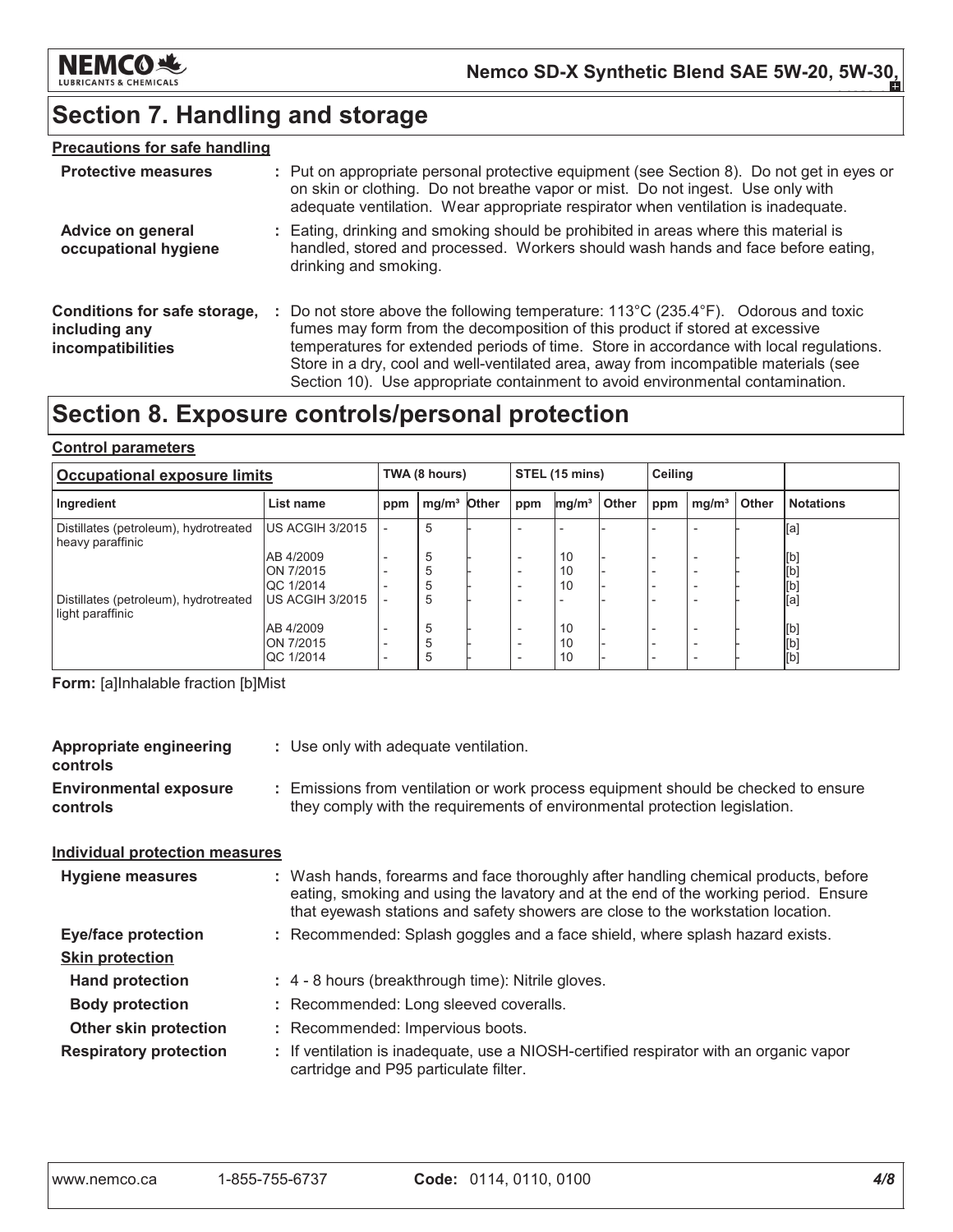# Section 7. Handling and storage

**Precautions for safe handling**

**Protective measures** : Put on appropriate personal protective equipment (see Section 8). Do not get in eyes or on skin or clothing. Do not breathe vapor or mist. Do not ingest. Use only with adequate ventilation. Wear appropriate respirator when ventilation is inadequate.

**Advice on general occupational hygiene** : Eating, drinking and smoking should be prohibited in areas where this material is handled, stored and processed. Workers should wash hands and face before eating, drinking and smoking.

**Conditions for safe storage, including any incompatibilities** : Do not store above the following temperature: 113°C (235.4°F). Odorous and toxic fumes may form from the decomposition of this product if stored at excessive temperatures for extended periods of time. Store in accordance with local regulations. Store in a dry, cool and well-ventilated area, away from incompatible materials (see Section 10). Use appropriate containment to avoid environmental contamination.

# Section 8. Exposure controls/personal protection

**Control parameters**

| Occupational exposure limits | | TWA (8 hours) | | | STEL (15 mins) | | | Ceiling | | | |
|---|---|---|---|---|---|---|---|---|---|---|---|
| Ingredient | List name | ppm | mg/m³ | Other | ppm | mg/m³ | Other | ppm | mg/m³ | Other | Notations |
| Distillates (petroleum), hydrotreated heavy paraffinic | US ACGIH 3/2015 | - | 5 | - | - | - | - | - | - | - | [a] |
| | AB 4/2009 | - | 5 | - | - | 10 | - | - | - | - | [b] |
| | ON 7/2015 | - | 5 | - | - | 10 | - | - | - | - | [b] |
| | QC 1/2014 | - | 5 | - | - | 10 | - | - | - | - | [b] |
| Distillates (petroleum), hydrotreated light paraffinic | US ACGIH 3/2015 | - | 5 | - | - | - | - | - | - | - | [a] |
| | AB 4/2009 | - | 5 | - | - | 10 | - | - | - | - | [b] |
| | ON 7/2015 | - | 5 | - | - | 10 | - | - | - | - | [b] |
| | QC 1/2014 | - | 5 | - | - | 10 | - | - | - | - | [b] |

**Form:** [a]Inhalable fraction [b]Mist

**Appropriate engineering controls** : Use only with adequate ventilation.

**Environmental exposure controls** : Emissions from ventilation or work process equipment should be checked to ensure they comply with the requirements of environmental protection legislation.

**Individual protection measures**

**Hygiene measures** : Wash hands, forearms and face thoroughly after handling chemical products, before eating, smoking and using the lavatory and at the end of the working period. Ensure that eyewash stations and safety showers are close to the workstation location.

**Eye/face protection** : Recommended: Splash goggles and a face shield, where splash hazard exists.

**Skin protection**

- **Hand protection** : 4 - 8 hours (breakthrough time): Nitrile gloves.
- **Body protection** : Recommended: Long sleeved coveralls.
- **Other skin protection** : Recommended: Impervious boots.

**Respiratory protection** : If ventilation is inadequate, use a NIOSH-certified respirator with an organic vapor cartridge and P95 particulate filter.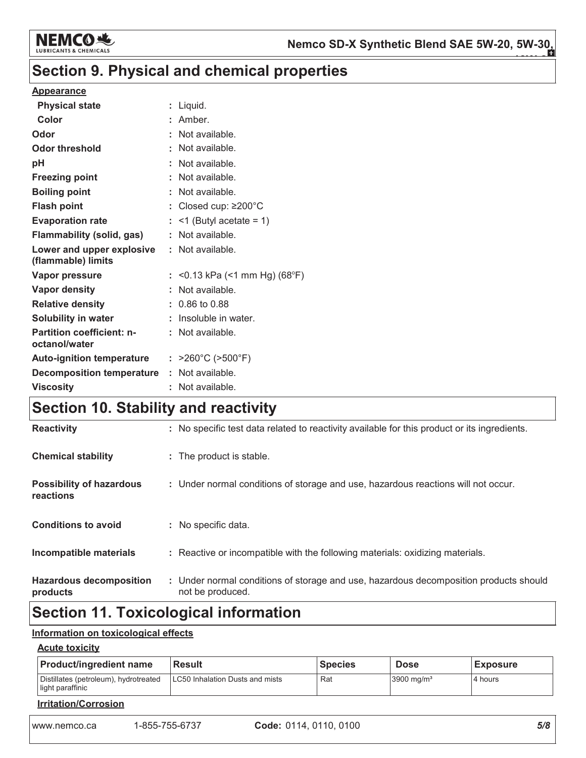# Section 9. Physical and chemical properties

**Appearance**

| | |
|---|---|
| **Physical state** | : Liquid. |
| **Color** | : Amber. |
| **Odor** | : Not available. |
| **Odor threshold** | : Not available. |
| **pH** | : Not available. |
| **Freezing point** | : Not available. |
| **Boiling point** | : Not available. |
| **Flash point** | : Closed cup: ≥200°C |
| **Evaporation rate** | : <1 (Butyl acetate = 1) |
| **Flammability (solid, gas)** | : Not available. |
| **Lower and upper explosive (flammable) limits** | : Not available. |
| **Vapor pressure** | : <0.13 kPa (<1 mm Hg) (68°F) |
| **Vapor density** | : Not available. |
| **Relative density** | : 0.86 to 0.88 |
| **Solubility in water** | : Insoluble in water. |
| **Partition coefficient: n-octanol/water** | : Not available. |
| **Auto-ignition temperature** | : >260°C (>500°F) |
| **Decomposition temperature** | : Not available. |
| **Viscosity** | : Not available. |

# Section 10. Stability and reactivity

| | |
|---|---|
| **Reactivity** | : No specific test data related to reactivity available for this product or its ingredients. |
| **Chemical stability** | : The product is stable. |
| **Possibility of hazardous reactions** | : Under normal conditions of storage and use, hazardous reactions will not occur. |
| **Conditions to avoid** | : No specific data. |
| **Incompatible materials** | : Reactive or incompatible with the following materials: oxidizing materials. |
| **Hazardous decomposition products** | : Under normal conditions of storage and use, hazardous decomposition products should not be produced. |

# Section 11. Toxicological information

**Information on toxicological effects**

**Acute toxicity**

| Product/ingredient name | Result | Species | Dose | Exposure |
|---|---|---|---|---|
| Distillates (petroleum), hydrotreated light paraffinic | LC50 Inhalation Dusts and mists | Rat | 3900 mg/m³ | 4 hours |

**Irritation/Corrosion**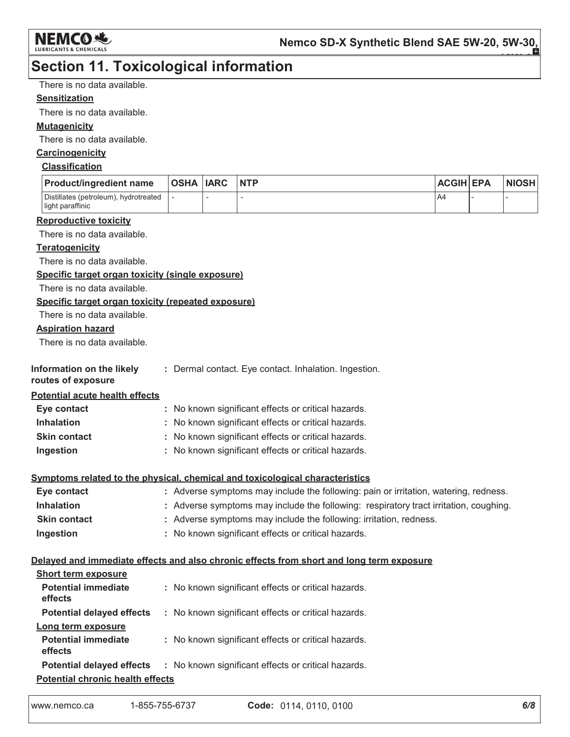## Section 11. Toxicological information

There is no data available.

**Sensitization**

There is no data available.

**Mutagenicity**

There is no data available.

**Carcinogenicity**

**Classification**

| Product/ingredient name | OSHA | IARC | NTP | ACGIH | EPA | NIOSH |
|---|---|---|---|---|---|---|
| Distillates (petroleum), hydrotreated light paraffinic | - | - | - | A4 | - | - |

**Reproductive toxicity**

There is no data available.

**Teratogenicity**

There is no data available.

**Specific target organ toxicity (single exposure)**

There is no data available.

**Specific target organ toxicity (repeated exposure)**

There is no data available.

**Aspiration hazard**

There is no data available.

**Information on the likely routes of exposure** : Dermal contact. Eye contact. Inhalation. Ingestion.

**Potential acute health effects**

**Eye contact** : No known significant effects or critical hazards.

**Inhalation** : No known significant effects or critical hazards.

**Skin contact** : No known significant effects or critical hazards.

**Ingestion** : No known significant effects or critical hazards.

**Symptoms related to the physical, chemical and toxicological characteristics**

**Eye contact** : Adverse symptoms may include the following: pain or irritation, watering, redness.

**Inhalation** : Adverse symptoms may include the following: respiratory tract irritation, coughing.

**Skin contact** : Adverse symptoms may include the following: irritation, redness.

**Ingestion** : No known significant effects or critical hazards.

**Delayed and immediate effects and also chronic effects from short and long term exposure**

**Short term exposure**

**Potential immediate effects** : No known significant effects or critical hazards.

**Potential delayed effects** : No known significant effects or critical hazards.

**Long term exposure**

**Potential immediate effects** : No known significant effects or critical hazards.

**Potential delayed effects** : No known significant effects or critical hazards.

**Potential chronic health effects**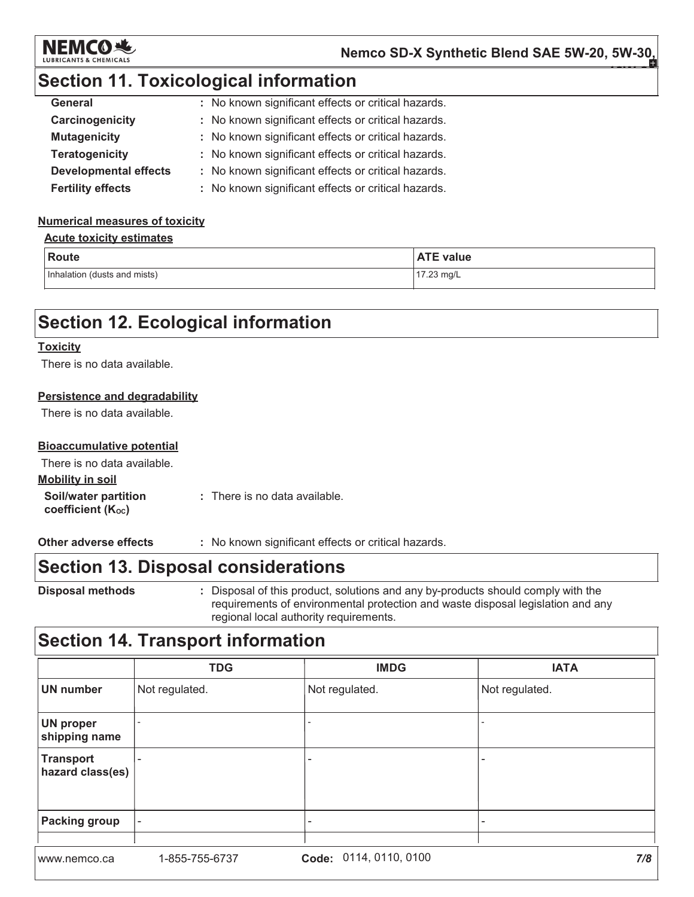## Section 11. Toxicological information

**General** : No known significant effects or critical hazards.
**Carcinogenicity** : No known significant effects or critical hazards.
**Mutagenicity** : No known significant effects or critical hazards.
**Teratogenicity** : No known significant effects or critical hazards.
**Developmental effects** : No known significant effects or critical hazards.
**Fertility effects** : No known significant effects or critical hazards.

**Numerical measures of toxicity**

**Acute toxicity estimates**

| Route | ATE value |
|---|---|
| Inhalation (dusts and mists) | 17.23 mg/L |

## Section 12. Ecological information

**Toxicity**

There is no data available.

**Persistence and degradability**

There is no data available.

**Bioaccumulative potential**

There is no data available.

**Mobility in soil**

**Soil/water partition coefficient ($K_{OC}$)** : There is no data available.

**Other adverse effects** : No known significant effects or critical hazards.

## Section 13. Disposal considerations

**Disposal methods** : Disposal of this product, solutions and any by-products should comply with the requirements of environmental protection and waste disposal legislation and any regional local authority requirements.

## Section 14. Transport information

| | TDG | IMDG | IATA |
|---|---|---|---|
| **UN number** | Not regulated. | Not regulated. | Not regulated. |
| **UN proper shipping name** | - | - | - |
| **Transport hazard class(es)** | - | - | - |
| **Packing group** | - | - | - |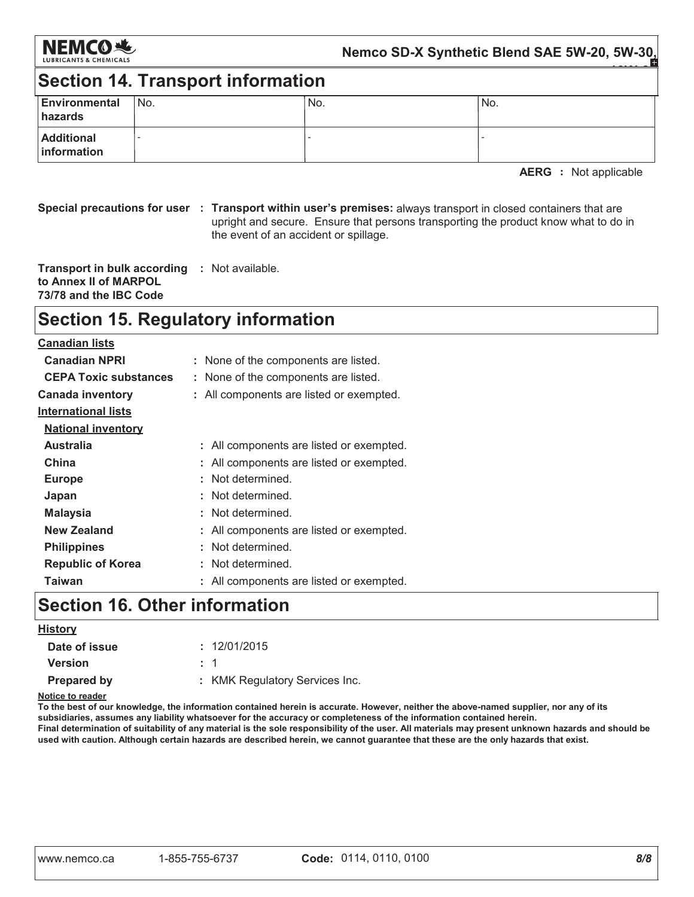## Section 14. Transport information

| | | | |
|---|---|---|---|
| **Environmental hazards** | No. | No. | No. |
| **Additional information** | - | - | - |

**AERG** : Not applicable

**Special precautions for user** : **Transport within user's premises:** always transport in closed containers that are upright and secure. Ensure that persons transporting the product know what to do in the event of an accident or spillage.

**Transport in bulk according to Annex II of MARPOL 73/78 and the IBC Code** : Not available.

## Section 15. Regulatory information

**Canadian lists**

**Canadian NPRI** : None of the components are listed.

**CEPA Toxic substances** : None of the components are listed.

**Canada inventory** : All components are listed or exempted.

**International lists**

**National inventory**

**Australia** : All components are listed or exempted.

**China** : All components are listed or exempted.

**Europe** : Not determined.

**Japan** : Not determined.

**Malaysia** : Not determined.

**New Zealand** : All components are listed or exempted.

**Philippines** : Not determined.

**Republic of Korea** : Not determined.

**Taiwan** : All components are listed or exempted.

## Section 16. Other information

**History**

**Date of issue** : 12/01/2015

**Version** : 1

**Prepared by** : KMK Regulatory Services Inc.

**Notice to reader**

**To the best of our knowledge, the information contained herein is accurate. However, neither the above-named supplier, nor any of its subsidiaries, assumes any liability whatsoever for the accuracy or completeness of the information contained herein. Final determination of suitability of any material is the sole responsibility of the user. All materials may present unknown hazards and should be used with caution. Although certain hazards are described herein, we cannot guarantee that these are the only hazards that exist.**